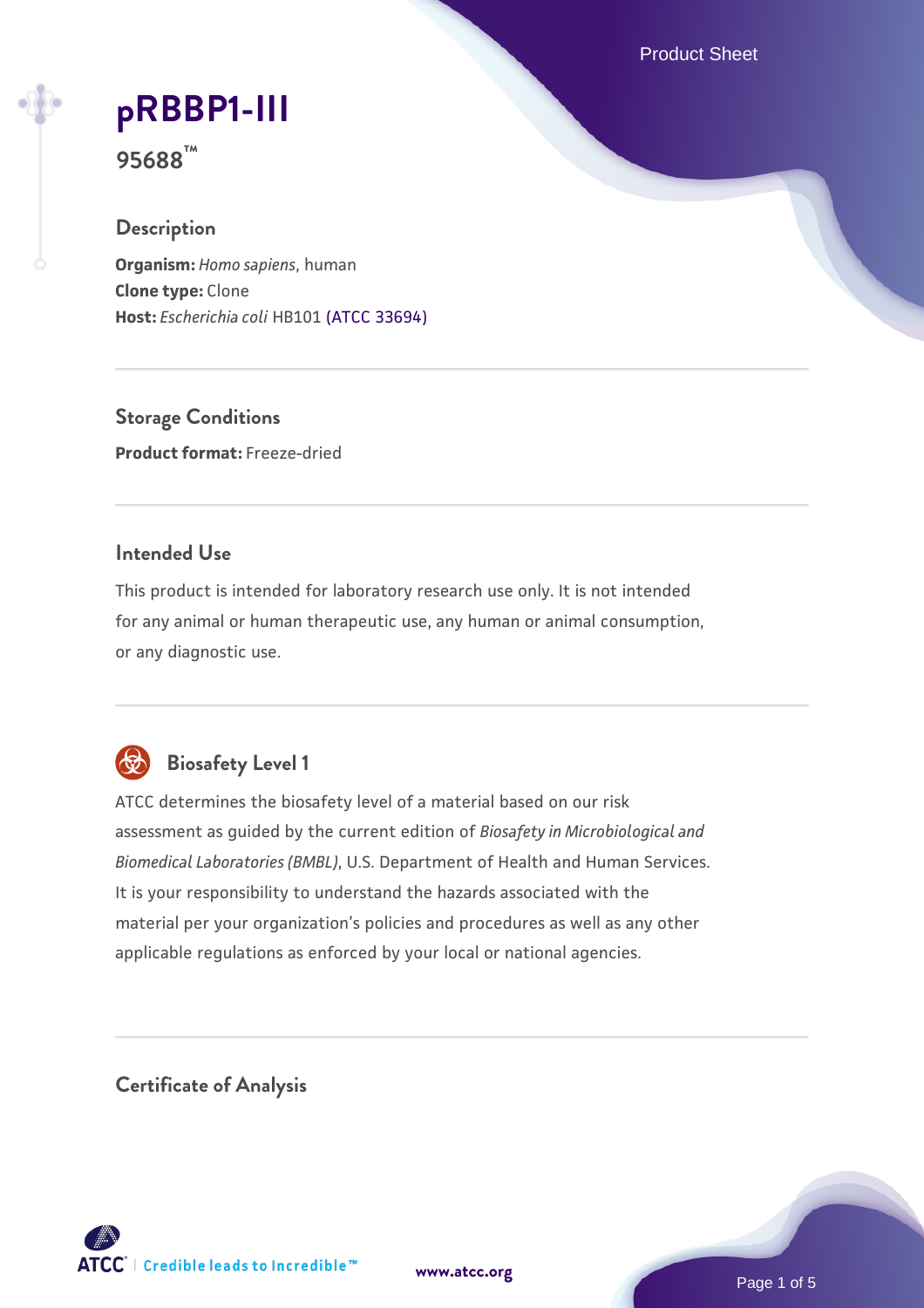# pRBBP1-III

**95688™**

## Description

**Organism:** *Homo sapiens*, human
**Clone type:** Clone
**Host:** *Escherichia coli* HB101 (ATCC 33694)

## Storage Conditions

**Product format:** Freeze-dried

## Intended Use

This product is intended for laboratory research use only. It is not intended for any animal or human therapeutic use, any human or animal consumption, or any diagnostic use.

## Biosafety Level 1

ATCC determines the biosafety level of a material based on our risk assessment as guided by the current edition of *Biosafety in Microbiological and Biomedical Laboratories (BMBL)*, U.S. Department of Health and Human Services. It is your responsibility to understand the hazards associated with the material per your organization's policies and procedures as well as any other applicable regulations as enforced by your local or national agencies.

## Certificate of Analysis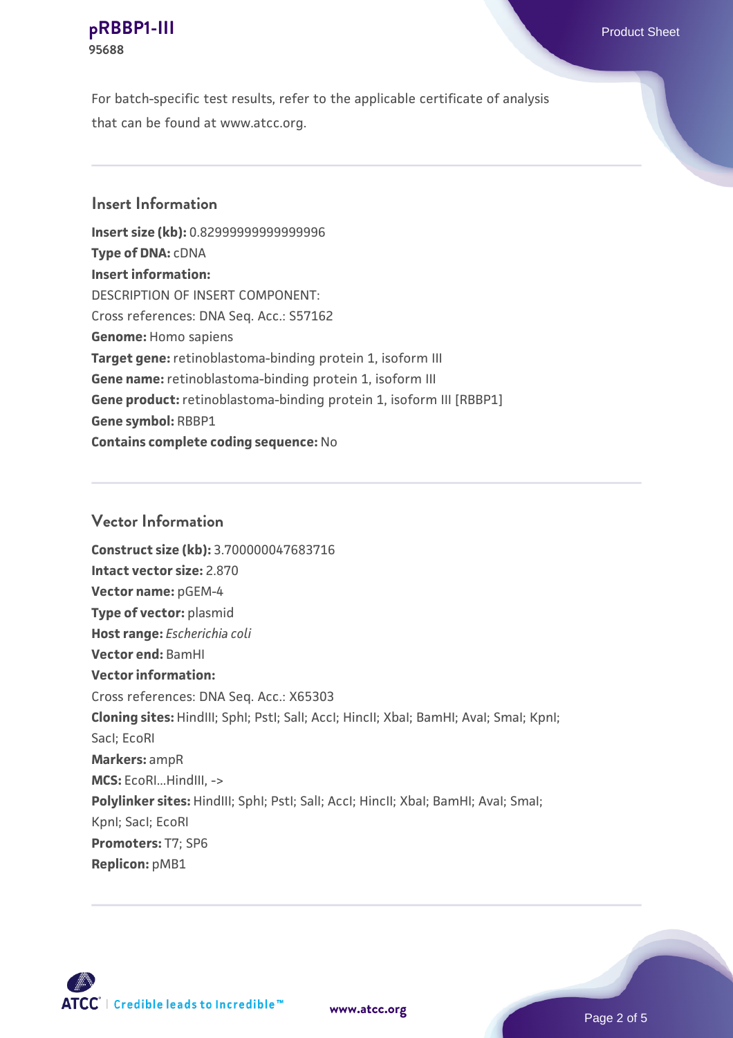For batch-specific test results, refer to the applicable certificate of analysis that can be found at www.atcc.org.

## Insert Information

**Insert size (kb):** 0.82999999999999996
**Type of DNA:** cDNA
**Insert information:**
DESCRIPTION OF INSERT COMPONENT:
Cross references: DNA Seq. Acc.: S57162
**Genome:** Homo sapiens
**Target gene:** retinoblastoma-binding protein 1, isoform III
**Gene name:** retinoblastoma-binding protein 1, isoform III
**Gene product:** retinoblastoma-binding protein 1, isoform III [RBBP1]
**Gene symbol:** RBBP1
**Contains complete coding sequence:** No

## Vector Information

**Construct size (kb):** 3.700000047683716
**Intact vector size:** 2.870
**Vector name:** pGEM-4
**Type of vector:** plasmid
**Host range:** *Escherichia coli*
**Vector end:** BamHI
**Vector information:**
Cross references: DNA Seq. Acc.: X65303
**Cloning sites:** HindIII; SphI; PstI; SalI; AccI; HincII; XbaI; BamHI; AvaI; SmaI; KpnI; SacI; EcoRI
**Markers:** ampR
**MCS:** EcoRI...HindIII, ->
**Polylinker sites:** HindIII; SphI; PstI; SalI; AccI; HincII; XbaI; BamHI; AvaI; SmaI; KpnI; SacI; EcoRI
**Promoters:** T7; SP6
**Replicon:** pMB1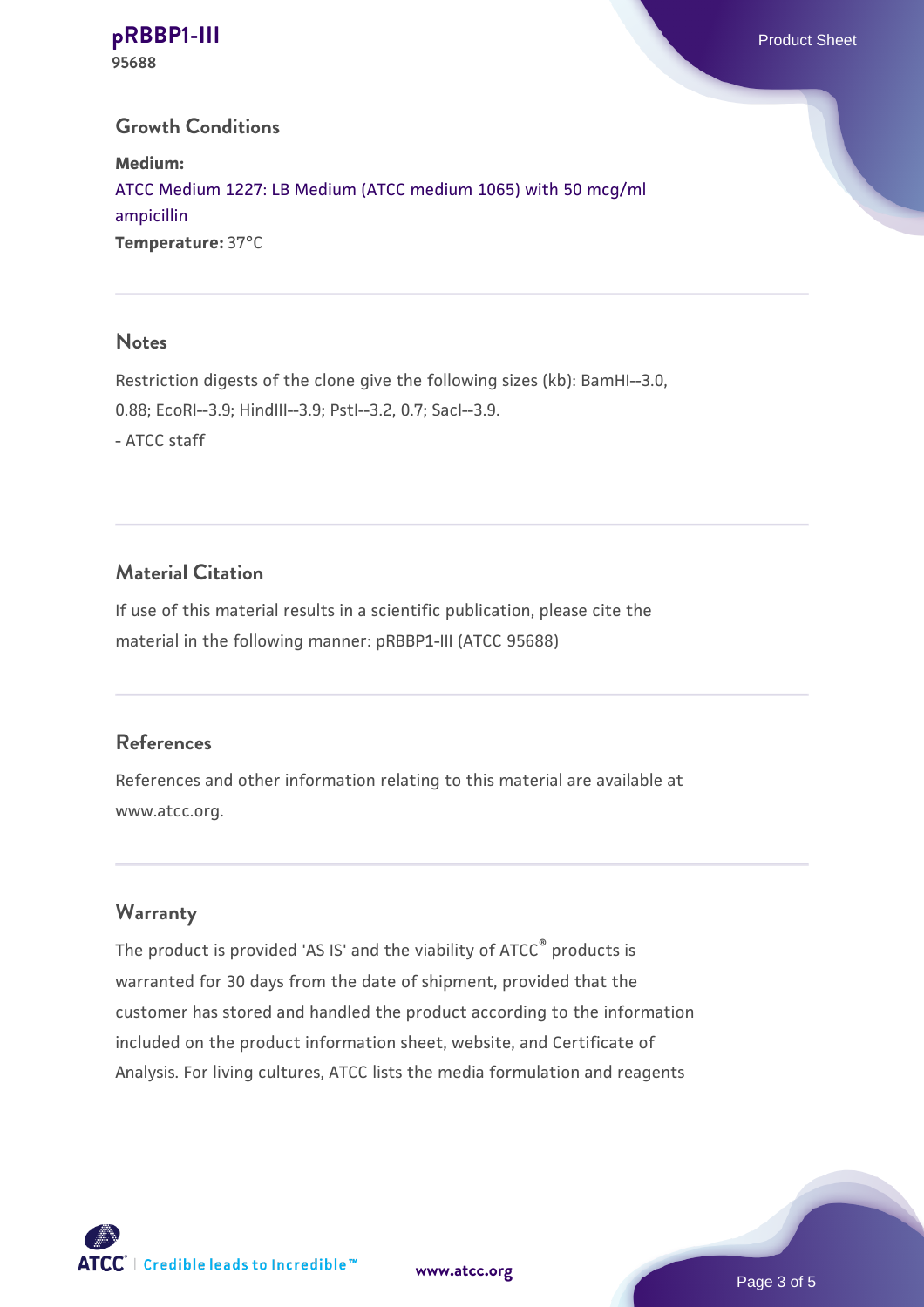## Growth Conditions

**Medium:**
ATCC Medium 1227: LB Medium (ATCC medium 1065) with 50 mcg/ml ampicillin
**Temperature:** 37°C

## Notes

Restriction digests of the clone give the following sizes (kb): BamHI--3.0, 0.88; EcoRI--3.9; HindIII--3.9; PstI--3.2, 0.7; SacI--3.9.
- ATCC staff

## Material Citation

If use of this material results in a scientific publication, please cite the material in the following manner: pRBBP1-III (ATCC 95688)

## References

References and other information relating to this material are available at www.atcc.org.

## Warranty

The product is provided 'AS IS' and the viability of ATCC® products is warranted for 30 days from the date of shipment, provided that the customer has stored and handled the product according to the information included on the product information sheet, website, and Certificate of Analysis. For living cultures, ATCC lists the media formulation and reagents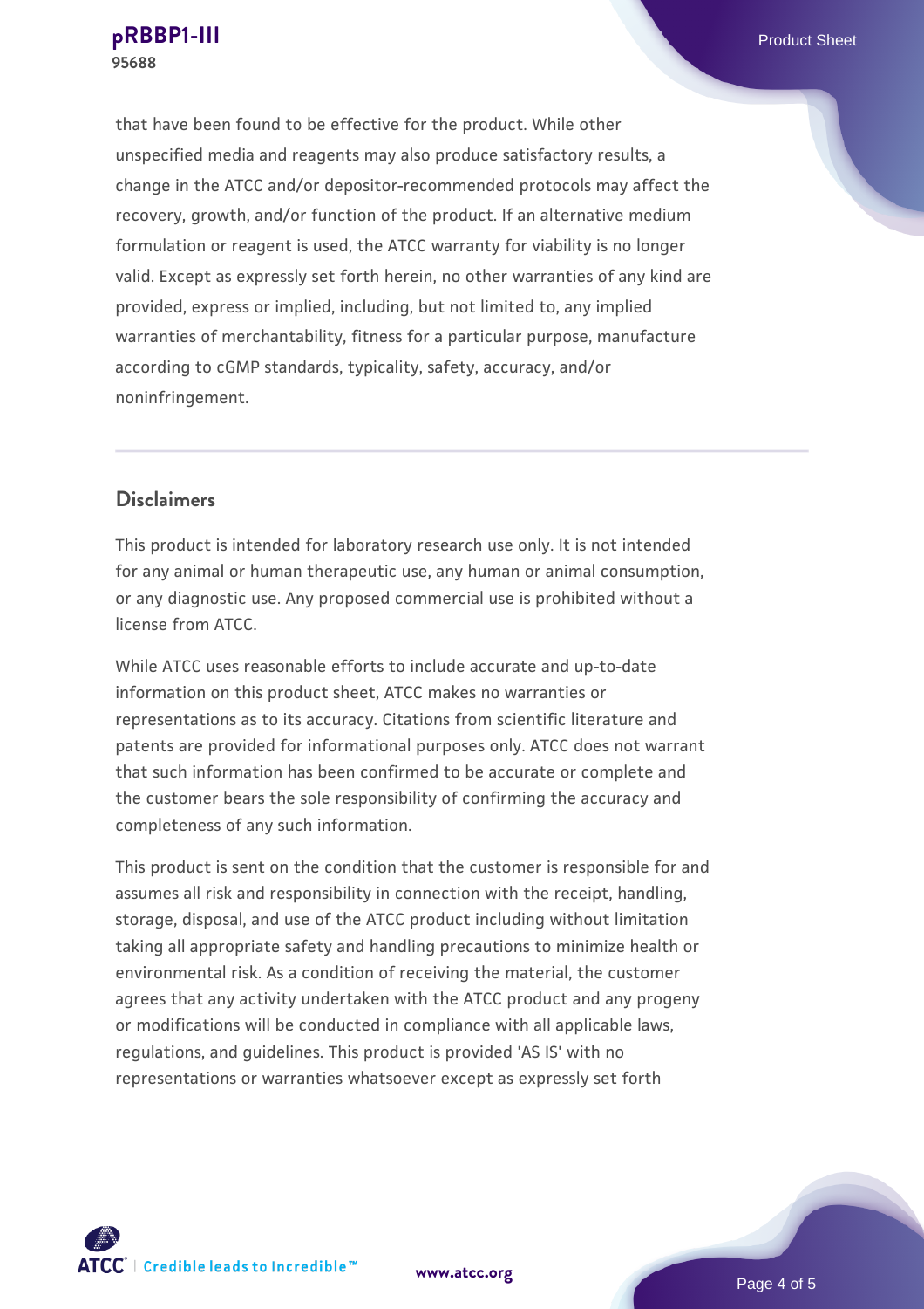that have been found to be effective for the product. While other unspecified media and reagents may also produce satisfactory results, a change in the ATCC and/or depositor-recommended protocols may affect the recovery, growth, and/or function of the product. If an alternative medium formulation or reagent is used, the ATCC warranty for viability is no longer valid. Except as expressly set forth herein, no other warranties of any kind are provided, express or implied, including, but not limited to, any implied warranties of merchantability, fitness for a particular purpose, manufacture according to cGMP standards, typicality, safety, accuracy, and/or noninfringement.

## Disclaimers

This product is intended for laboratory research use only. It is not intended for any animal or human therapeutic use, any human or animal consumption, or any diagnostic use. Any proposed commercial use is prohibited without a license from ATCC.

While ATCC uses reasonable efforts to include accurate and up-to-date information on this product sheet, ATCC makes no warranties or representations as to its accuracy. Citations from scientific literature and patents are provided for informational purposes only. ATCC does not warrant that such information has been confirmed to be accurate or complete and the customer bears the sole responsibility of confirming the accuracy and completeness of any such information.

This product is sent on the condition that the customer is responsible for and assumes all risk and responsibility in connection with the receipt, handling, storage, disposal, and use of the ATCC product including without limitation taking all appropriate safety and handling precautions to minimize health or environmental risk. As a condition of receiving the material, the customer agrees that any activity undertaken with the ATCC product and any progeny or modifications will be conducted in compliance with all applicable laws, regulations, and guidelines. This product is provided 'AS IS' with no representations or warranties whatsoever except as expressly set forth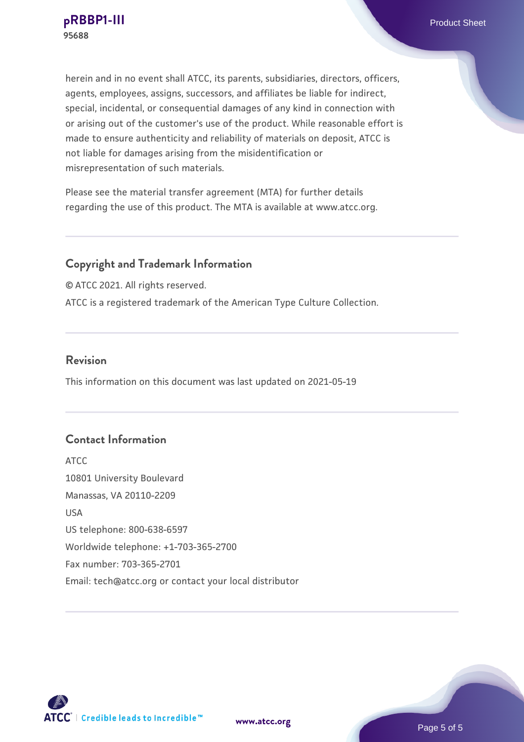herein and in no event shall ATCC, its parents, subsidiaries, directors, officers, agents, employees, assigns, successors, and affiliates be liable for indirect, special, incidental, or consequential damages of any kind in connection with or arising out of the customer's use of the product. While reasonable effort is made to ensure authenticity and reliability of materials on deposit, ATCC is not liable for damages arising from the misidentification or misrepresentation of such materials.

Please see the material transfer agreement (MTA) for further details regarding the use of this product. The MTA is available at www.atcc.org.

## Copyright and Trademark Information

© ATCC 2021. All rights reserved.

ATCC is a registered trademark of the American Type Culture Collection.

## Revision

This information on this document was last updated on 2021-05-19

## Contact Information

ATCC
10801 University Boulevard
Manassas, VA 20110-2209
USA
US telephone: 800-638-6597
Worldwide telephone: +1-703-365-2700
Fax number: 703-365-2701
Email: tech@atcc.org or contact your local distributor